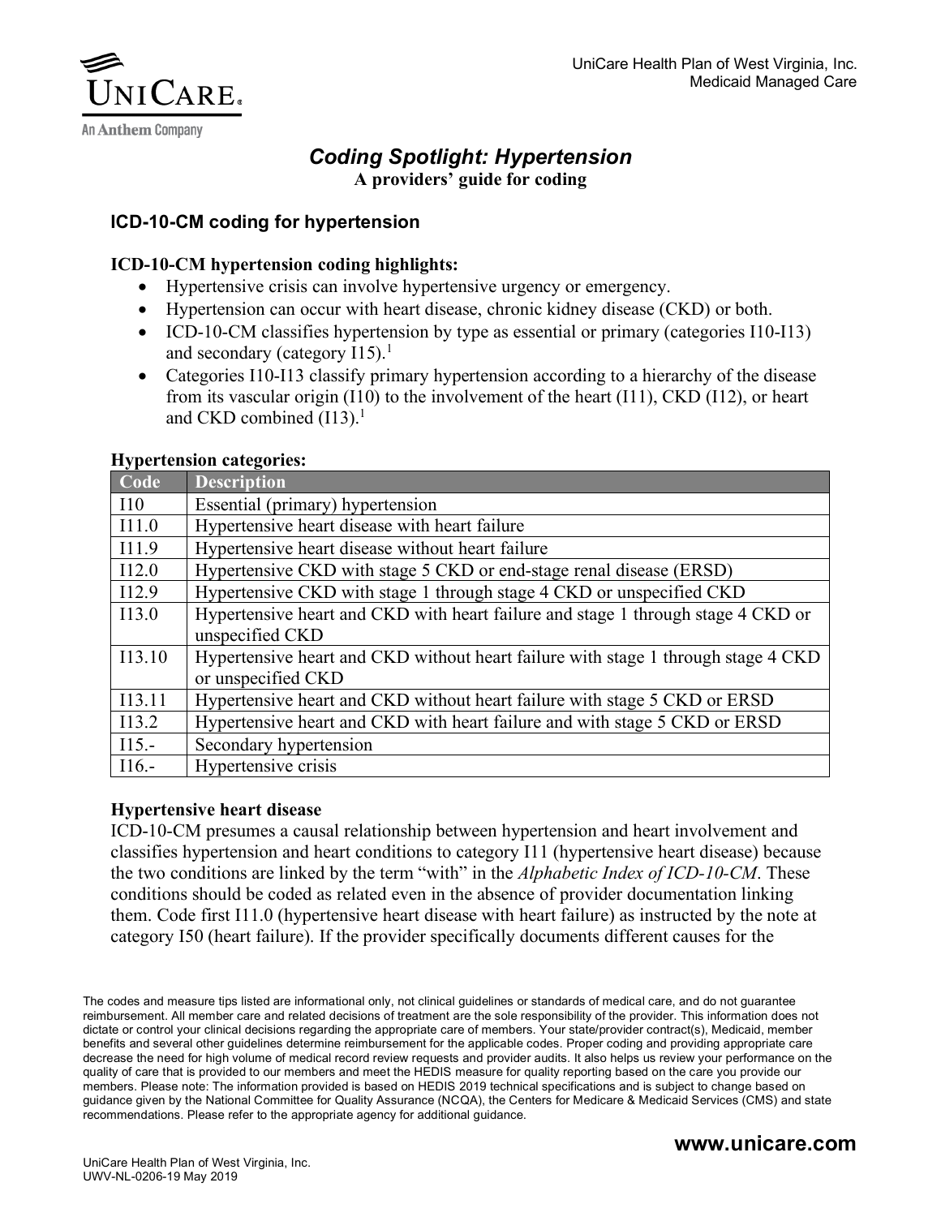UniCare Health Plan of West Virginia, Inc.
Medicaid Managed Care

# *Coding Spotlight: Hypertension*

**A providers' guide for coding**

## ICD-10-CM coding for hypertension

**ICD-10-CM hypertension coding highlights:**

- Hypertensive crisis can involve hypertensive urgency or emergency.
- Hypertension can occur with heart disease, chronic kidney disease (CKD) or both.
- ICD-10-CM classifies hypertension by type as essential or primary (categories I10-I13) and secondary (category I15).[1]
- Categories I10-I13 classify primary hypertension according to a hierarchy of the disease from its vascular origin (I10) to the involvement of the heart (I11), CKD (I12), or heart and CKD combined (I13).[1]

**Hypertension categories:**

| Code | Description |
|---|---|
| I10 | Essential (primary) hypertension |
| I11.0 | Hypertensive heart disease with heart failure |
| I11.9 | Hypertensive heart disease without heart failure |
| I12.0 | Hypertensive CKD with stage 5 CKD or end-stage renal disease (ERSD) |
| I12.9 | Hypertensive CKD with stage 1 through stage 4 CKD or unspecified CKD |
| I13.0 | Hypertensive heart and CKD with heart failure and stage 1 through stage 4 CKD or unspecified CKD |
| I13.10 | Hypertensive heart and CKD without heart failure with stage 1 through stage 4 CKD or unspecified CKD |
| I13.11 | Hypertensive heart and CKD without heart failure with stage 5 CKD or ERSD |
| I13.2 | Hypertensive heart and CKD with heart failure and with stage 5 CKD or ERSD |
| I15.- | Secondary hypertension |
| I16.- | Hypertensive crisis |

**Hypertensive heart disease**

ICD-10-CM presumes a causal relationship between hypertension and heart involvement and classifies hypertension and heart conditions to category I11 (hypertensive heart disease) because the two conditions are linked by the term "with" in the *Alphabetic Index of ICD-10-CM*. These conditions should be coded as related even in the absence of provider documentation linking them. Code first I11.0 (hypertensive heart disease with heart failure) as instructed by the note at category I50 (heart failure). If the provider specifically documents different causes for the

The codes and measure tips listed are informational only, not clinical guidelines or standards of medical care, and do not guarantee reimbursement. All member care and related decisions of treatment are the sole responsibility of the provider. This information does not dictate or control your clinical decisions regarding the appropriate care of members. Your state/provider contract(s), Medicaid, member benefits and several other guidelines determine reimbursement for the applicable codes. Proper coding and providing appropriate care decrease the need for high volume of medical record review requests and provider audits. It also helps us review your performance on the quality of care that is provided to our members and meet the HEDIS measure for quality reporting based on the care you provide our members. Please note: The information provided is based on HEDIS 2019 technical specifications and is subject to change based on guidance given by the National Committee for Quality Assurance (NCQA), the Centers for Medicare & Medicaid Services (CMS) and state recommendations. Please refer to the appropriate agency for additional guidance.

**www.unicare.com**

UniCare Health Plan of West Virginia, Inc.
UWV-NL-0206-19 May 2019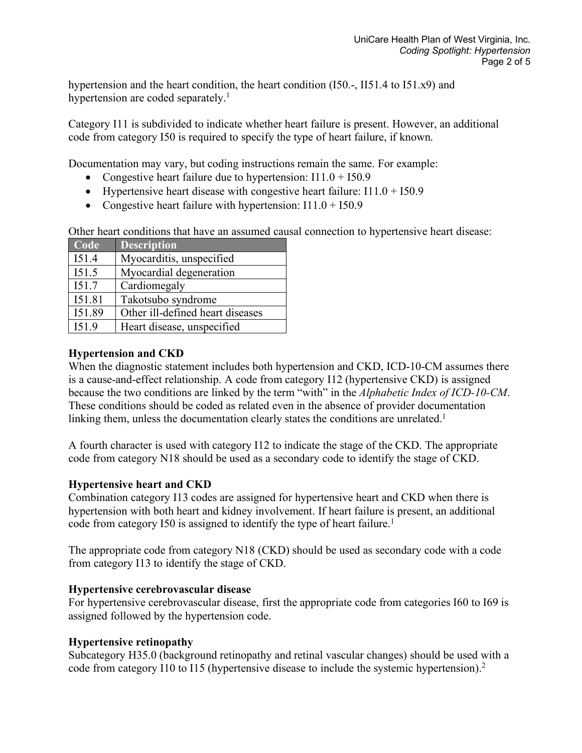hypertension and the heart condition, the heart condition (I50.-, II51.4 to I51.x9) and hypertension are coded separately.[1]

Category I11 is subdivided to indicate whether heart failure is present. However, an additional code from category I50 is required to specify the type of heart failure, if known.

Documentation may vary, but coding instructions remain the same. For example:

- Congestive heart failure due to hypertension: I11.0 + I50.9
- Hypertensive heart disease with congestive heart failure: I11.0 + I50.9
- Congestive heart failure with hypertension: I11.0 + I50.9

Other heart conditions that have an assumed causal connection to hypertensive heart disease:

| Code | Description |
|---|---|
| I51.4 | Myocarditis, unspecified |
| I51.5 | Myocardial degeneration |
| I51.7 | Cardiomegaly |
| I51.81 | Takotsubo syndrome |
| I51.89 | Other ill-defined heart diseases |
| I51.9 | Heart disease, unspecified |

**Hypertension and CKD**

When the diagnostic statement includes both hypertension and CKD, ICD-10-CM assumes there is a cause-and-effect relationship. A code from category I12 (hypertensive CKD) is assigned because the two conditions are linked by the term "with" in the *Alphabetic Index of ICD-10-CM*. These conditions should be coded as related even in the absence of provider documentation linking them, unless the documentation clearly states the conditions are unrelated.[1]

A fourth character is used with category I12 to indicate the stage of the CKD. The appropriate code from category N18 should be used as a secondary code to identify the stage of CKD.

**Hypertensive heart and CKD**

Combination category I13 codes are assigned for hypertensive heart and CKD when there is hypertension with both heart and kidney involvement. If heart failure is present, an additional code from category I50 is assigned to identify the type of heart failure.[1]

The appropriate code from category N18 (CKD) should be used as secondary code with a code from category I13 to identify the stage of CKD.

**Hypertensive cerebrovascular disease**

For hypertensive cerebrovascular disease, first the appropriate code from categories I60 to I69 is assigned followed by the hypertension code.

**Hypertensive retinopathy**

Subcategory H35.0 (background retinopathy and retinal vascular changes) should be used with a code from category I10 to I15 (hypertensive disease to include the systemic hypertension).[2]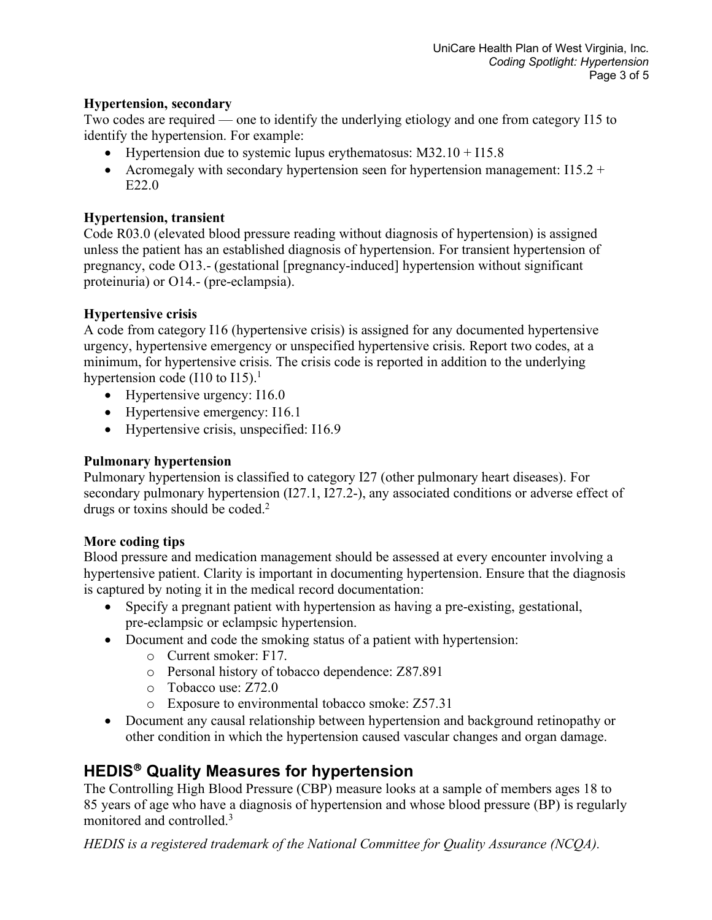**Hypertension, secondary**

Two codes are required — one to identify the underlying etiology and one from category I15 to identify the hypertension. For example:

- Hypertension due to systemic lupus erythematosus: M32.10 + I15.8
- Acromegaly with secondary hypertension seen for hypertension management: I15.2 + E22.0

**Hypertension, transient**

Code R03.0 (elevated blood pressure reading without diagnosis of hypertension) is assigned unless the patient has an established diagnosis of hypertension. For transient hypertension of pregnancy, code O13.- (gestational [pregnancy-induced] hypertension without significant proteinuria) or O14.- (pre-eclampsia).

**Hypertensive crisis**

A code from category I16 (hypertensive crisis) is assigned for any documented hypertensive urgency, hypertensive emergency or unspecified hypertensive crisis. Report two codes, at a minimum, for hypertensive crisis. The crisis code is reported in addition to the underlying hypertension code (I10 to I15).[1]

- Hypertensive urgency: I16.0
- Hypertensive emergency: I16.1
- Hypertensive crisis, unspecified: I16.9

**Pulmonary hypertension**

Pulmonary hypertension is classified to category I27 (other pulmonary heart diseases). For secondary pulmonary hypertension (I27.1, I27.2-), any associated conditions or adverse effect of drugs or toxins should be coded.[2]

**More coding tips**

Blood pressure and medication management should be assessed at every encounter involving a hypertensive patient. Clarity is important in documenting hypertension. Ensure that the diagnosis is captured by noting it in the medical record documentation:

- Specify a pregnant patient with hypertension as having a pre-existing, gestational, pre-eclampsic or eclampsic hypertension.
- Document and code the smoking status of a patient with hypertension:
  - Current smoker: F17.
  - Personal history of tobacco dependence: Z87.891
  - Tobacco use: Z72.0
  - Exposure to environmental tobacco smoke: Z57.31
- Document any causal relationship between hypertension and background retinopathy or other condition in which the hypertension caused vascular changes and organ damage.

## HEDIS® Quality Measures for hypertension

The Controlling High Blood Pressure (CBP) measure looks at a sample of members ages 18 to 85 years of age who have a diagnosis of hypertension and whose blood pressure (BP) is regularly monitored and controlled.[3]

*HEDIS is a registered trademark of the National Committee for Quality Assurance (NCQA).*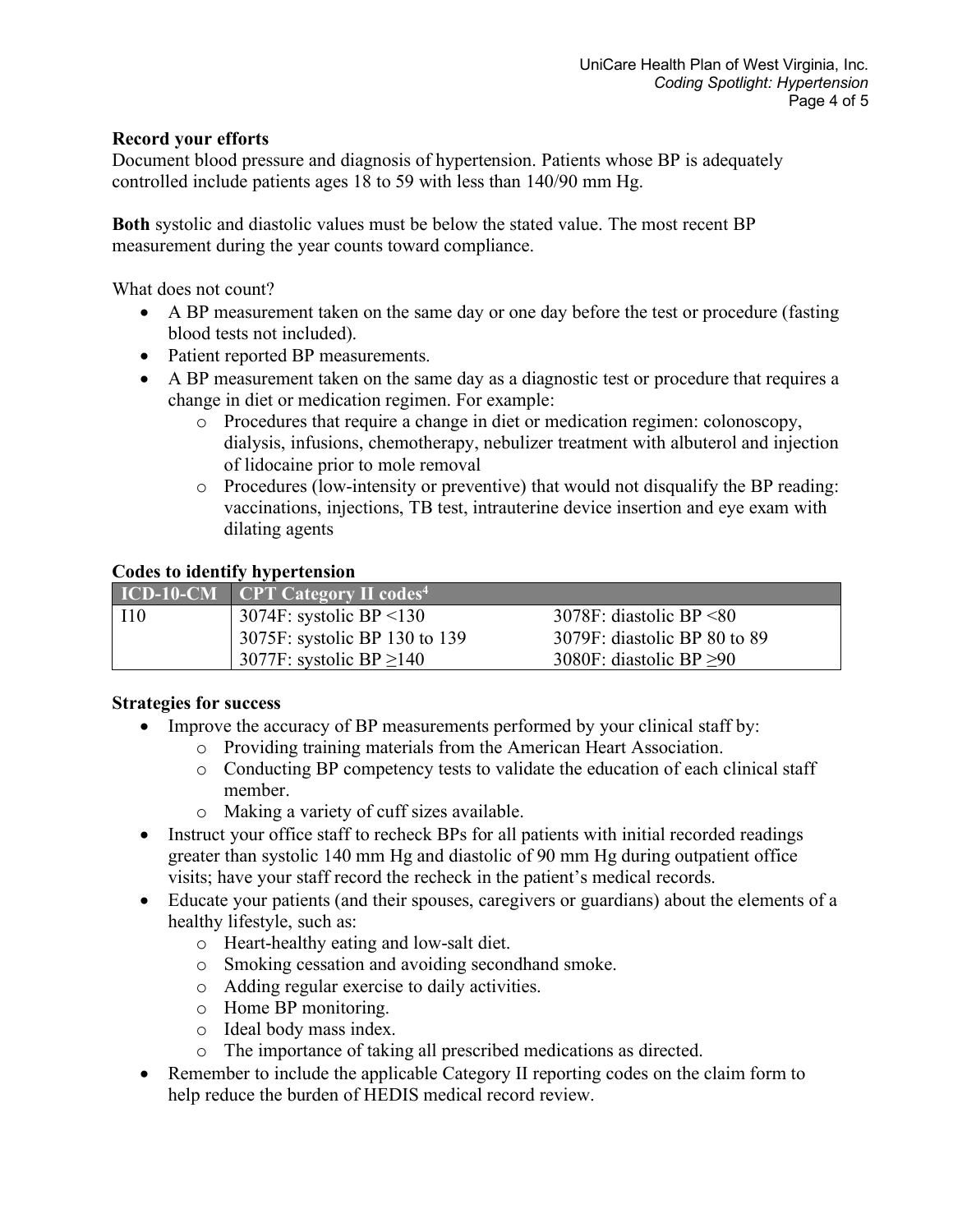**Record your efforts**

Document blood pressure and diagnosis of hypertension. Patients whose BP is adequately controlled include patients ages 18 to 59 with less than 140/90 mm Hg.

**Both** systolic and diastolic values must be below the stated value. The most recent BP measurement during the year counts toward compliance.

What does not count?

- A BP measurement taken on the same day or one day before the test or procedure (fasting blood tests not included).
- Patient reported BP measurements.
- A BP measurement taken on the same day as a diagnostic test or procedure that requires a change in diet or medication regimen. For example:
  - Procedures that require a change in diet or medication regimen: colonoscopy, dialysis, infusions, chemotherapy, nebulizer treatment with albuterol and injection of lidocaine prior to mole removal
  - Procedures (low-intensity or preventive) that would not disqualify the BP reading: vaccinations, injections, TB test, intrauterine device insertion and eye exam with dilating agents

**Codes to identify hypertension**

| ICD-10-CM | CPT Category II codes[4] | |
|---|---|---|
| I10 | 3074F: systolic BP <130 | 3078F: diastolic BP <80 |
| | 3075F: systolic BP 130 to 139 | 3079F: diastolic BP 80 to 89 |
| | 3077F: systolic BP ≥140 | 3080F: diastolic BP ≥90 |

**Strategies for success**

- Improve the accuracy of BP measurements performed by your clinical staff by:
  - Providing training materials from the American Heart Association.
  - Conducting BP competency tests to validate the education of each clinical staff member.
  - Making a variety of cuff sizes available.
- Instruct your office staff to recheck BPs for all patients with initial recorded readings greater than systolic 140 mm Hg and diastolic of 90 mm Hg during outpatient office visits; have your staff record the recheck in the patient's medical records.
- Educate your patients (and their spouses, caregivers or guardians) about the elements of a healthy lifestyle, such as:
  - Heart-healthy eating and low-salt diet.
  - Smoking cessation and avoiding secondhand smoke.
  - Adding regular exercise to daily activities.
  - Home BP monitoring.
  - Ideal body mass index.
  - The importance of taking all prescribed medications as directed.
- Remember to include the applicable Category II reporting codes on the claim form to help reduce the burden of HEDIS medical record review.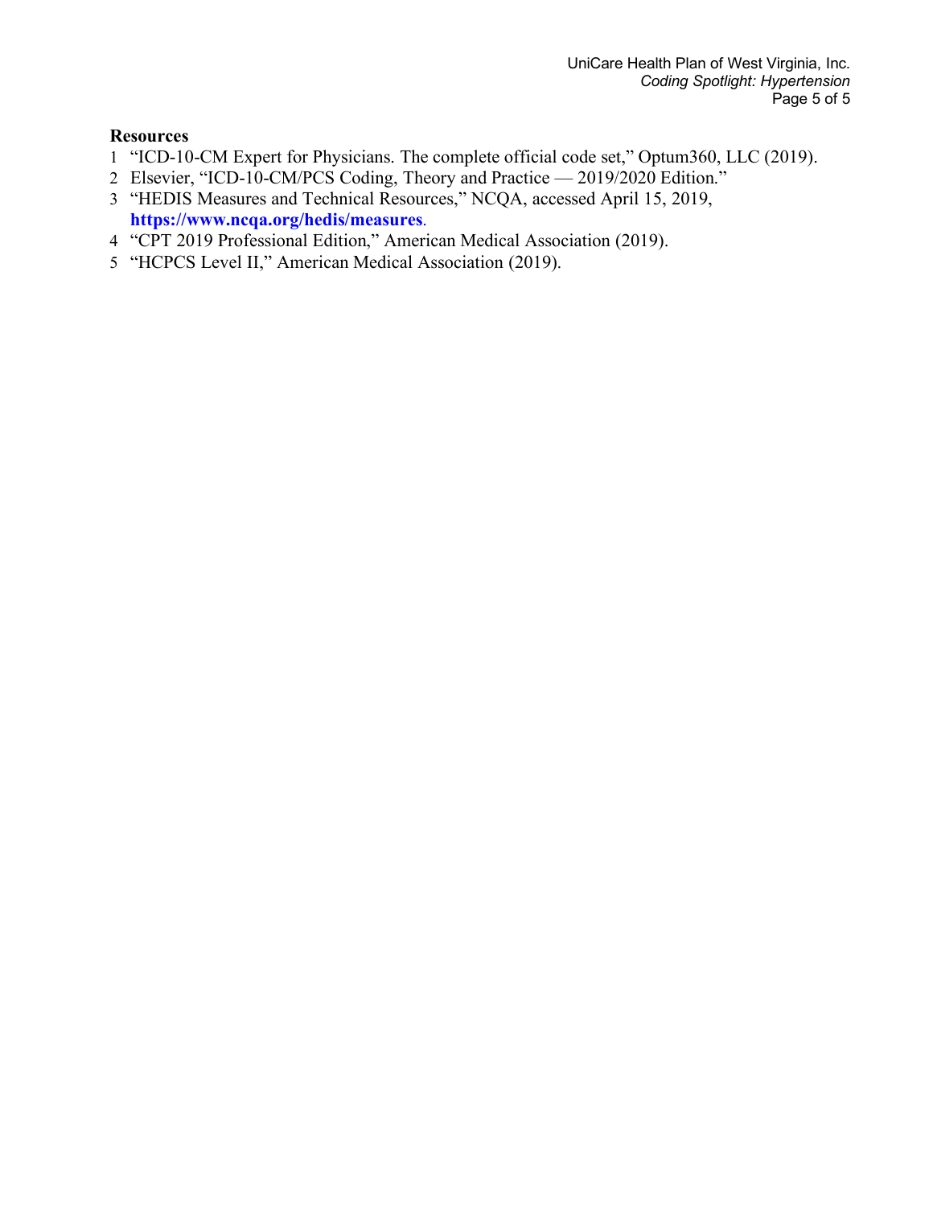**Resources**

1. "ICD-10-CM Expert for Physicians. The complete official code set," Optum360, LLC (2019).
2. Elsevier, "ICD-10-CM/PCS Coding, Theory and Practice — 2019/2020 Edition."
3. "HEDIS Measures and Technical Resources," NCQA, accessed April 15, 2019, **https://www.ncqa.org/hedis/measures**.
4. "CPT 2019 Professional Edition," American Medical Association (2019).
5. "HCPCS Level II," American Medical Association (2019).